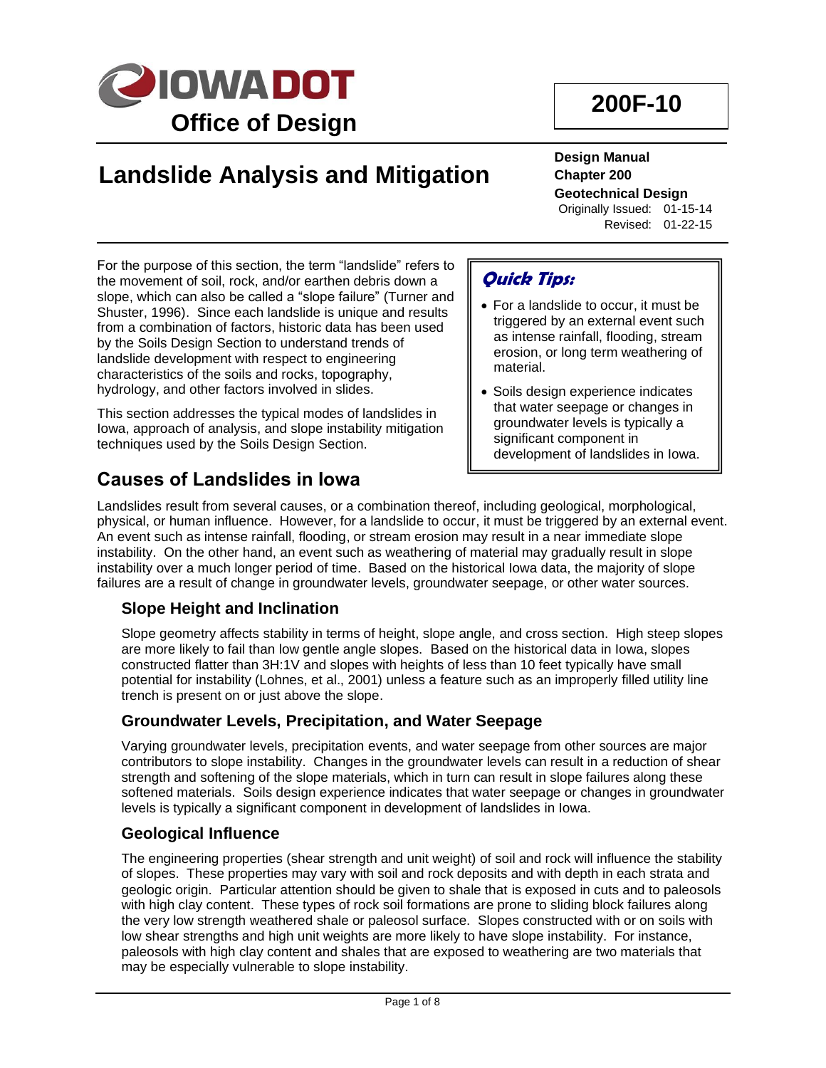# 200F-10

**Iowa DOT — Office of Design**

# Landslide Analysis and Mitigation

**Design Manual**
**Chapter 200**
**Geotechnical Design**
Originally Issued: 01-15-14
Revised: 01-22-15

For the purpose of this section, the term “landslide” refers to the movement of soil, rock, and/or earthen debris down a slope, which can also be called a “slope failure” (Turner and Shuster, 1996). Since each landslide is unique and results from a combination of factors, historic data has been used by the Soils Design Section to understand trends of landslide development with respect to engineering characteristics of the soils and rocks, topography, hydrology, and other factors involved in slides.

This section addresses the typical modes of landslides in Iowa, approach of analysis, and slope instability mitigation techniques used by the Soils Design Section.

> ***Quick Tips:***
>
> - For a landslide to occur, it must be triggered by an external event such as intense rainfall, flooding, stream erosion, or long term weathering of material.
> - Soils design experience indicates that water seepage or changes in groundwater levels is typically a significant component in development of landslides in Iowa.

## Causes of Landslides in Iowa

Landslides result from several causes, or a combination thereof, including geological, morphological, physical, or human influence. However, for a landslide to occur, it must be triggered by an external event. An event such as intense rainfall, flooding, or stream erosion may result in a near immediate slope instability. On the other hand, an event such as weathering of material may gradually result in slope instability over a much longer period of time. Based on the historical Iowa data, the majority of slope failures are a result of change in groundwater levels, groundwater seepage, or other water sources.

### Slope Height and Inclination

Slope geometry affects stability in terms of height, slope angle, and cross section. High steep slopes are more likely to fail than low gentle angle slopes. Based on the historical data in Iowa, slopes constructed flatter than 3H:1V and slopes with heights of less than 10 feet typically have small potential for instability (Lohnes, et al., 2001) unless a feature such as an improperly filled utility line trench is present on or just above the slope.

### Groundwater Levels, Precipitation, and Water Seepage

Varying groundwater levels, precipitation events, and water seepage from other sources are major contributors to slope instability. Changes in the groundwater levels can result in a reduction of shear strength and softening of the slope materials, which in turn can result in slope failures along these softened materials. Soils design experience indicates that water seepage or changes in groundwater levels is typically a significant component in development of landslides in Iowa.

### Geological Influence

The engineering properties (shear strength and unit weight) of soil and rock will influence the stability of slopes. These properties may vary with soil and rock deposits and with depth in each strata and geologic origin. Particular attention should be given to shale that is exposed in cuts and to paleosols with high clay content. These types of rock soil formations are prone to sliding block failures along the very low strength weathered shale or paleosol surface. Slopes constructed with or on soils with low shear strengths and high unit weights are more likely to have slope instability. For instance, paleosols with high clay content and shales that are exposed to weathering are two materials that may be especially vulnerable to slope instability.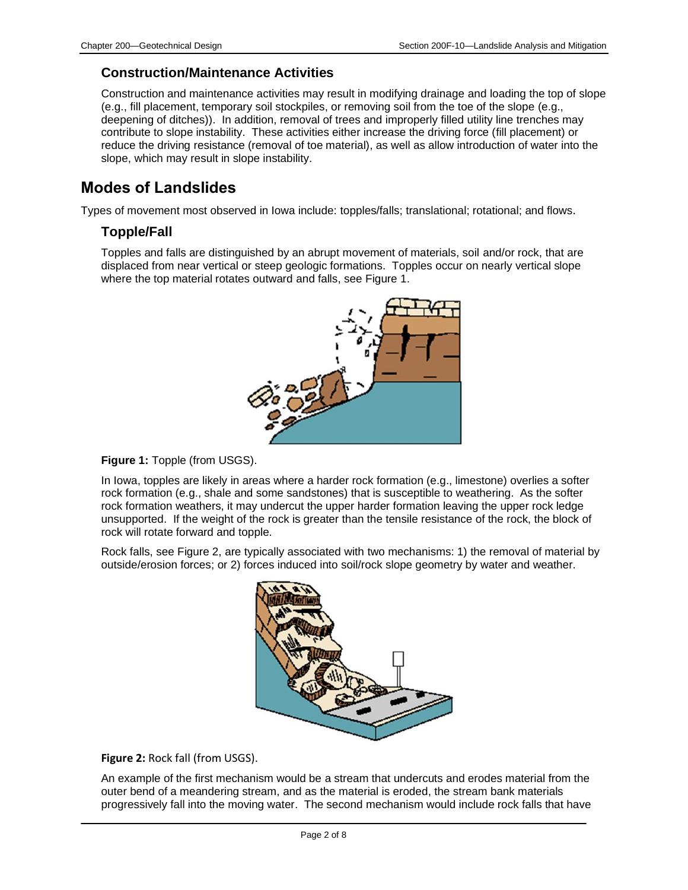### Construction/Maintenance Activities

Construction and maintenance activities may result in modifying drainage and loading the top of slope (e.g., fill placement, temporary soil stockpiles, or removing soil from the toe of the slope (e.g., deepening of ditches)). In addition, removal of trees and improperly filled utility line trenches may contribute to slope instability. These activities either increase the driving force (fill placement) or reduce the driving resistance (removal of toe material), as well as allow introduction of water into the slope, which may result in slope instability.

## Modes of Landslides

Types of movement most observed in Iowa include: topples/falls; translational; rotational; and flows.

### Topple/Fall

Topples and falls are distinguished by an abrupt movement of materials, soil and/or rock, that are displaced from near vertical or steep geologic formations. Topples occur on nearly vertical slope where the top material rotates outward and falls, see Figure 1.

**Figure 1:** Topple (from USGS).

In Iowa, topples are likely in areas where a harder rock formation (e.g., limestone) overlies a softer rock formation (e.g., shale and some sandstones) that is susceptible to weathering. As the softer rock formation weathers, it may undercut the upper harder formation leaving the upper rock ledge unsupported. If the weight of the rock is greater than the tensile resistance of the rock, the block of rock will rotate forward and topple.

Rock falls, see Figure 2, are typically associated with two mechanisms: 1) the removal of material by outside/erosion forces; or 2) forces induced into soil/rock slope geometry by water and weather.

**Figure 2:** Rock fall (from USGS).

An example of the first mechanism would be a stream that undercuts and erodes material from the outer bend of a meandering stream, and as the material is eroded, the stream bank materials progressively fall into the moving water. The second mechanism would include rock falls that have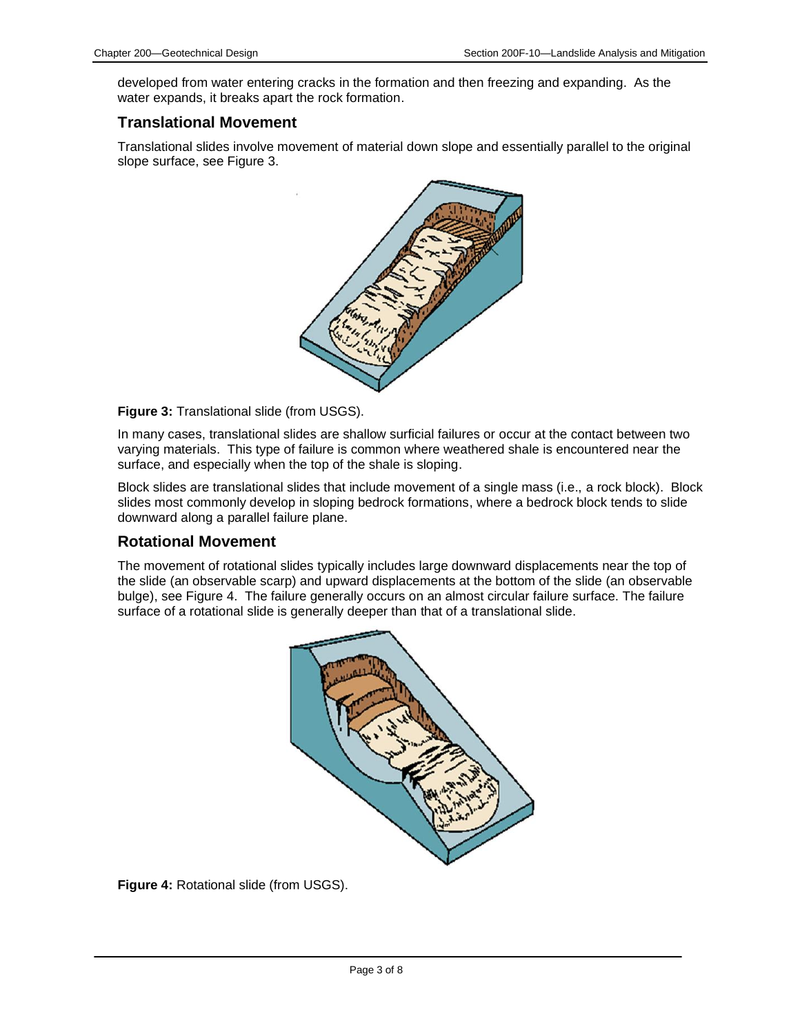developed from water entering cracks in the formation and then freezing and expanding. As the water expands, it breaks apart the rock formation.

### Translational Movement

Translational slides involve movement of material down slope and essentially parallel to the original slope surface, see Figure 3.

**Figure 3:** Translational slide (from USGS).

In many cases, translational slides are shallow surficial failures or occur at the contact between two varying materials. This type of failure is common where weathered shale is encountered near the surface, and especially when the top of the shale is sloping.

Block slides are translational slides that include movement of a single mass (i.e., a rock block). Block slides most commonly develop in sloping bedrock formations, where a bedrock block tends to slide downward along a parallel failure plane.

### Rotational Movement

The movement of rotational slides typically includes large downward displacements near the top of the slide (an observable scarp) and upward displacements at the bottom of the slide (an observable bulge), see Figure 4. The failure generally occurs on an almost circular failure surface. The failure surface of a rotational slide is generally deeper than that of a translational slide.

**Figure 4:** Rotational slide (from USGS).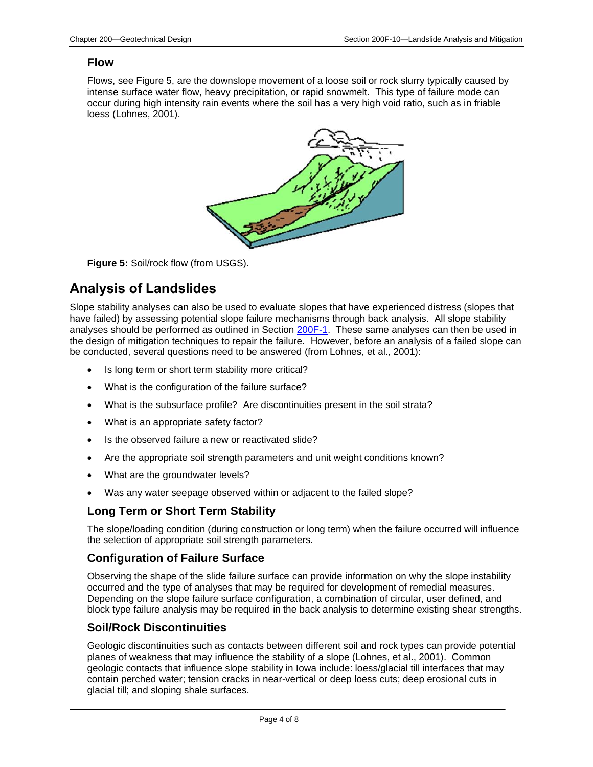### Flow

Flows, see Figure 5, are the downslope movement of a loose soil or rock slurry typically caused by intense surface water flow, heavy precipitation, or rapid snowmelt. This type of failure mode can occur during high intensity rain events where the soil has a very high void ratio, such as in friable loess (Lohnes, 2001).

**Figure 5:** Soil/rock flow (from USGS).

## Analysis of Landslides

Slope stability analyses can also be used to evaluate slopes that have experienced distress (slopes that have failed) by assessing potential slope failure mechanisms through back analysis. All slope stability analyses should be performed as outlined in Section 200F-1. These same analyses can then be used in the design of mitigation techniques to repair the failure. However, before an analysis of a failed slope can be conducted, several questions need to be answered (from Lohnes, et al., 2001):

- Is long term or short term stability more critical?
- What is the configuration of the failure surface?
- What is the subsurface profile? Are discontinuities present in the soil strata?
- What is an appropriate safety factor?
- Is the observed failure a new or reactivated slide?
- Are the appropriate soil strength parameters and unit weight conditions known?
- What are the groundwater levels?
- Was any water seepage observed within or adjacent to the failed slope?

### Long Term or Short Term Stability

The slope/loading condition (during construction or long term) when the failure occurred will influence the selection of appropriate soil strength parameters.

### Configuration of Failure Surface

Observing the shape of the slide failure surface can provide information on why the slope instability occurred and the type of analyses that may be required for development of remedial measures. Depending on the slope failure surface configuration, a combination of circular, user defined, and block type failure analysis may be required in the back analysis to determine existing shear strengths.

### Soil/Rock Discontinuities

Geologic discontinuities such as contacts between different soil and rock types can provide potential planes of weakness that may influence the stability of a slope (Lohnes, et al., 2001). Common geologic contacts that influence slope stability in Iowa include: loess/glacial till interfaces that may contain perched water; tension cracks in near-vertical or deep loess cuts; deep erosional cuts in glacial till; and sloping shale surfaces.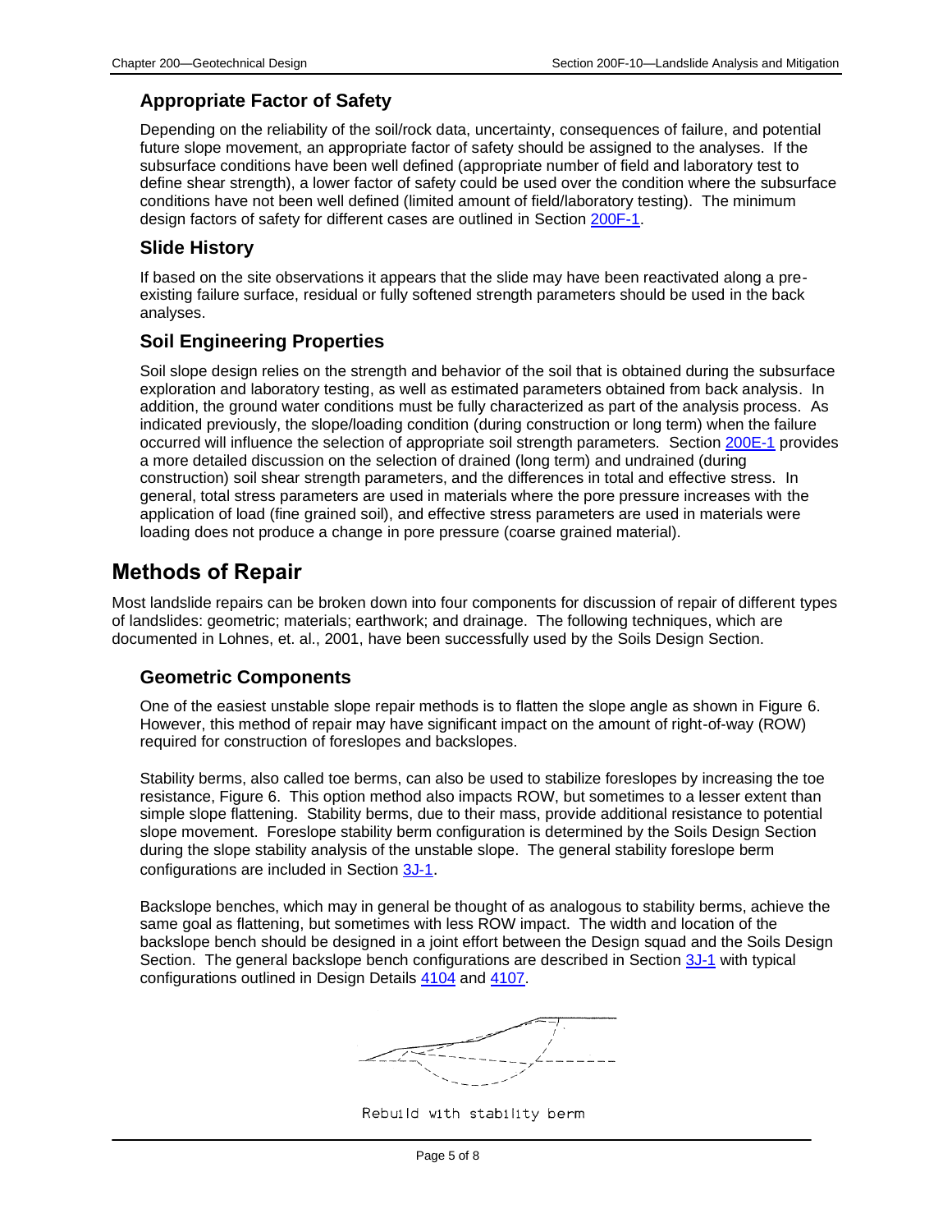### Appropriate Factor of Safety

Depending on the reliability of the soil/rock data, uncertainty, consequences of failure, and potential future slope movement, an appropriate factor of safety should be assigned to the analyses. If the subsurface conditions have been well defined (appropriate number of field and laboratory test to define shear strength), a lower factor of safety could be used over the condition where the subsurface conditions have not been well defined (limited amount of field/laboratory testing). The minimum design factors of safety for different cases are outlined in Section 200F-1.

### Slide History

If based on the site observations it appears that the slide may have been reactivated along a pre-existing failure surface, residual or fully softened strength parameters should be used in the back analyses.

### Soil Engineering Properties

Soil slope design relies on the strength and behavior of the soil that is obtained during the subsurface exploration and laboratory testing, as well as estimated parameters obtained from back analysis. In addition, the ground water conditions must be fully characterized as part of the analysis process. As indicated previously, the slope/loading condition (during construction or long term) when the failure occurred will influence the selection of appropriate soil strength parameters. Section 200E-1 provides a more detailed discussion on the selection of drained (long term) and undrained (during construction) soil shear strength parameters, and the differences in total and effective stress. In general, total stress parameters are used in materials where the pore pressure increases with the application of load (fine grained soil), and effective stress parameters are used in materials were loading does not produce a change in pore pressure (coarse grained material).

## Methods of Repair

Most landslide repairs can be broken down into four components for discussion of repair of different types of landslides: geometric; materials; earthwork; and drainage. The following techniques, which are documented in Lohnes, et. al., 2001, have been successfully used by the Soils Design Section.

### Geometric Components

One of the easiest unstable slope repair methods is to flatten the slope angle as shown in Figure 6. However, this method of repair may have significant impact on the amount of right-of-way (ROW) required for construction of foreslopes and backslopes.

Stability berms, also called toe berms, can also be used to stabilize foreslopes by increasing the toe resistance, Figure 6. This option method also impacts ROW, but sometimes to a lesser extent than simple slope flattening. Stability berms, due to their mass, provide additional resistance to potential slope movement. Foreslope stability berm configuration is determined by the Soils Design Section during the slope stability analysis of the unstable slope. The general stability foreslope berm configurations are included in Section 3J-1.

Backslope benches, which may in general be thought of as analogous to stability berms, achieve the same goal as flattening, but sometimes with less ROW impact. The width and location of the backslope bench should be designed in a joint effort between the Design squad and the Soils Design Section. The general backslope bench configurations are described in Section 3J-1 with typical configurations outlined in Design Details 4104 and 4107.

Rebuild with stability berm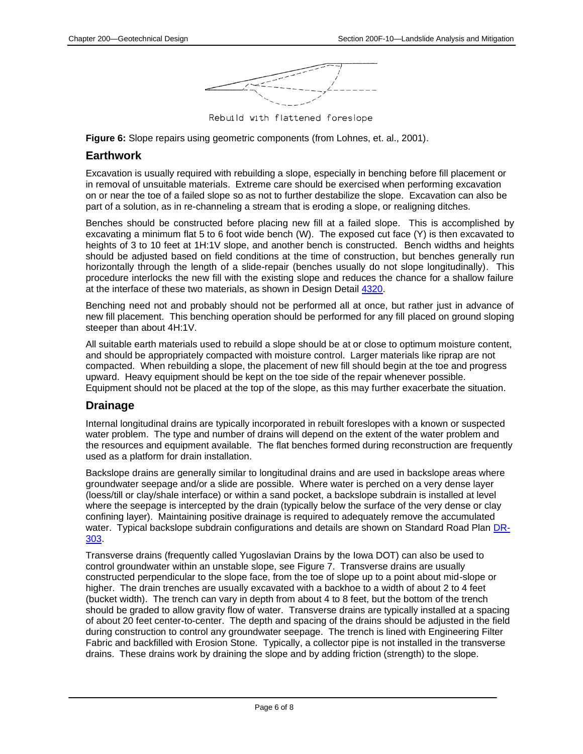Rebuild with flattened foreslope

**Figure 6:** Slope repairs using geometric components (from Lohnes, et. al., 2001).

## Earthwork

Excavation is usually required with rebuilding a slope, especially in benching before fill placement or in removal of unsuitable materials. Extreme care should be exercised when performing excavation on or near the toe of a failed slope so as not to further destabilize the slope. Excavation can also be part of a solution, as in re-channeling a stream that is eroding a slope, or realigning ditches.

Benches should be constructed before placing new fill at a failed slope. This is accomplished by excavating a minimum flat 5 to 6 foot wide bench (W). The exposed cut face (Y) is then excavated to heights of 3 to 10 feet at 1H:1V slope, and another bench is constructed. Bench widths and heights should be adjusted based on field conditions at the time of construction, but benches generally run horizontally through the length of a slide-repair (benches usually do not slope longitudinally). This procedure interlocks the new fill with the existing slope and reduces the chance for a shallow failure at the interface of these two materials, as shown in Design Detail 4320.

Benching need not and probably should not be performed all at once, but rather just in advance of new fill placement. This benching operation should be performed for any fill placed on ground sloping steeper than about 4H:1V.

All suitable earth materials used to rebuild a slope should be at or close to optimum moisture content, and should be appropriately compacted with moisture control. Larger materials like riprap are not compacted. When rebuilding a slope, the placement of new fill should begin at the toe and progress upward. Heavy equipment should be kept on the toe side of the repair whenever possible. Equipment should not be placed at the top of the slope, as this may further exacerbate the situation.

## Drainage

Internal longitudinal drains are typically incorporated in rebuilt foreslopes with a known or suspected water problem. The type and number of drains will depend on the extent of the water problem and the resources and equipment available. The flat benches formed during reconstruction are frequently used as a platform for drain installation.

Backslope drains are generally similar to longitudinal drains and are used in backslope areas where groundwater seepage and/or a slide are possible. Where water is perched on a very dense layer (loess/till or clay/shale interface) or within a sand pocket, a backslope subdrain is installed at level where the seepage is intercepted by the drain (typically below the surface of the very dense or clay confining layer). Maintaining positive drainage is required to adequately remove the accumulated water. Typical backslope subdrain configurations and details are shown on Standard Road Plan DR-303.

Transverse drains (frequently called Yugoslavian Drains by the Iowa DOT) can also be used to control groundwater within an unstable slope, see Figure 7. Transverse drains are usually constructed perpendicular to the slope face, from the toe of slope up to a point about mid-slope or higher. The drain trenches are usually excavated with a backhoe to a width of about 2 to 4 feet (bucket width). The trench can vary in depth from about 4 to 8 feet, but the bottom of the trench should be graded to allow gravity flow of water. Transverse drains are typically installed at a spacing of about 20 feet center-to-center. The depth and spacing of the drains should be adjusted in the field during construction to control any groundwater seepage. The trench is lined with Engineering Filter Fabric and backfilled with Erosion Stone. Typically, a collector pipe is not installed in the transverse drains. These drains work by draining the slope and by adding friction (strength) to the slope.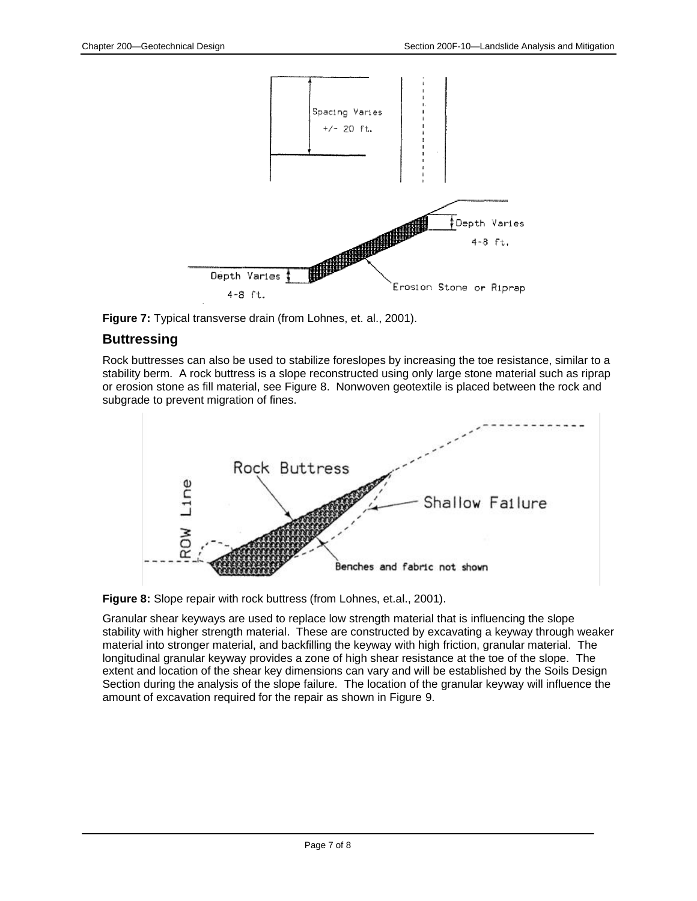**Figure 7:** Typical transverse drain (from Lohnes, et. al., 2001).

## Buttressing

Rock buttresses can also be used to stabilize foreslopes by increasing the toe resistance, similar to a stability berm. A rock buttress is a slope reconstructed using only large stone material such as riprap or erosion stone as fill material, see Figure 8. Nonwoven geotextile is placed between the rock and subgrade to prevent migration of fines.

**Figure 8:** Slope repair with rock buttress (from Lohnes, et.al., 2001).

Granular shear keyways are used to replace low strength material that is influencing the slope stability with higher strength material. These are constructed by excavating a keyway through weaker material into stronger material, and backfilling the keyway with high friction, granular material. The longitudinal granular keyway provides a zone of high shear resistance at the toe of the slope. The extent and location of the shear key dimensions can vary and will be established by the Soils Design Section during the analysis of the slope failure. The location of the granular keyway will influence the amount of excavation required for the repair as shown in Figure 9.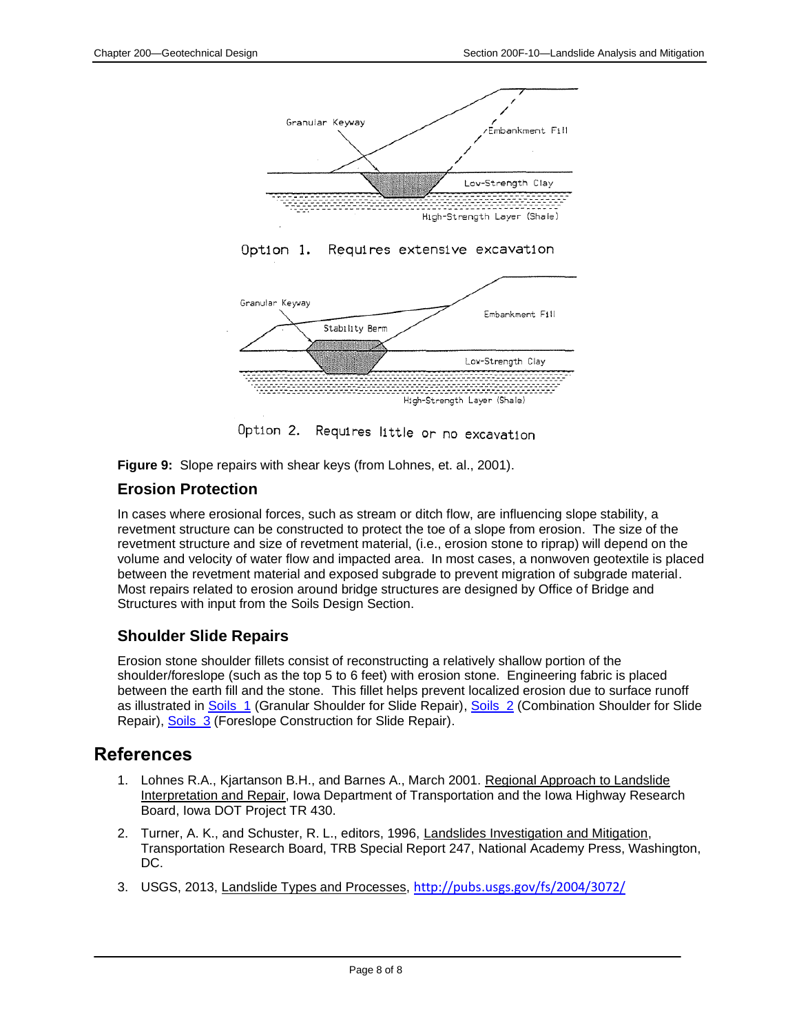**Figure 9:** Slope repairs with shear keys (from Lohnes, et. al., 2001).

### Erosion Protection

In cases where erosional forces, such as stream or ditch flow, are influencing slope stability, a revetment structure can be constructed to protect the toe of a slope from erosion. The size of the revetment structure and size of revetment material, (i.e., erosion stone to riprap) will depend on the volume and velocity of water flow and impacted area. In most cases, a nonwoven geotextile is placed between the revetment material and exposed subgrade to prevent migration of subgrade material. Most repairs related to erosion around bridge structures are designed by Office of Bridge and Structures with input from the Soils Design Section.

### Shoulder Slide Repairs

Erosion stone shoulder fillets consist of reconstructing a relatively shallow portion of the shoulder/foreslope (such as the top 5 to 6 feet) with erosion stone. Engineering fabric is placed between the earth fill and the stone. This fillet helps prevent localized erosion due to surface runoff as illustrated in Soils_1 (Granular Shoulder for Slide Repair), Soils_2 (Combination Shoulder for Slide Repair), Soils_3 (Foreslope Construction for Slide Repair).

## References

1. Lohnes R.A., Kjartanson B.H., and Barnes A., March 2001. Regional Approach to Landslide Interpretation and Repair, Iowa Department of Transportation and the Iowa Highway Research Board, Iowa DOT Project TR 430.
2. Turner, A. K., and Schuster, R. L., editors, 1996, Landslides Investigation and Mitigation, Transportation Research Board, TRB Special Report 247, National Academy Press, Washington, DC.
3. USGS, 2013, Landslide Types and Processes, http://pubs.usgs.gov/fs/2004/3072/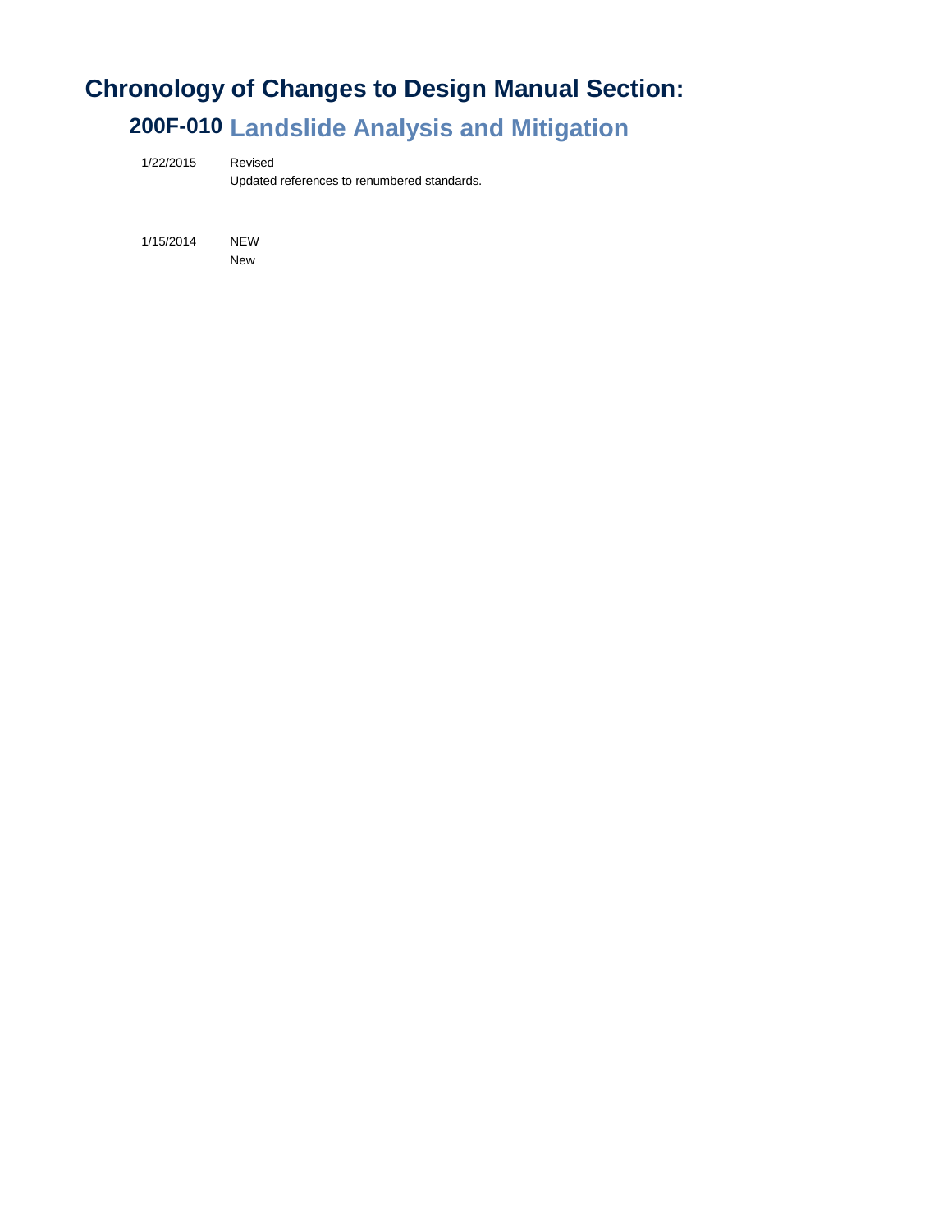# Chronology of Changes to Design Manual Section:

## 200F-010 Landslide Analysis and Mitigation

| | |
|---|---|
| 1/22/2015 | Revised<br>Updated references to renumbered standards. |
| 1/15/2014 | NEW<br>New |